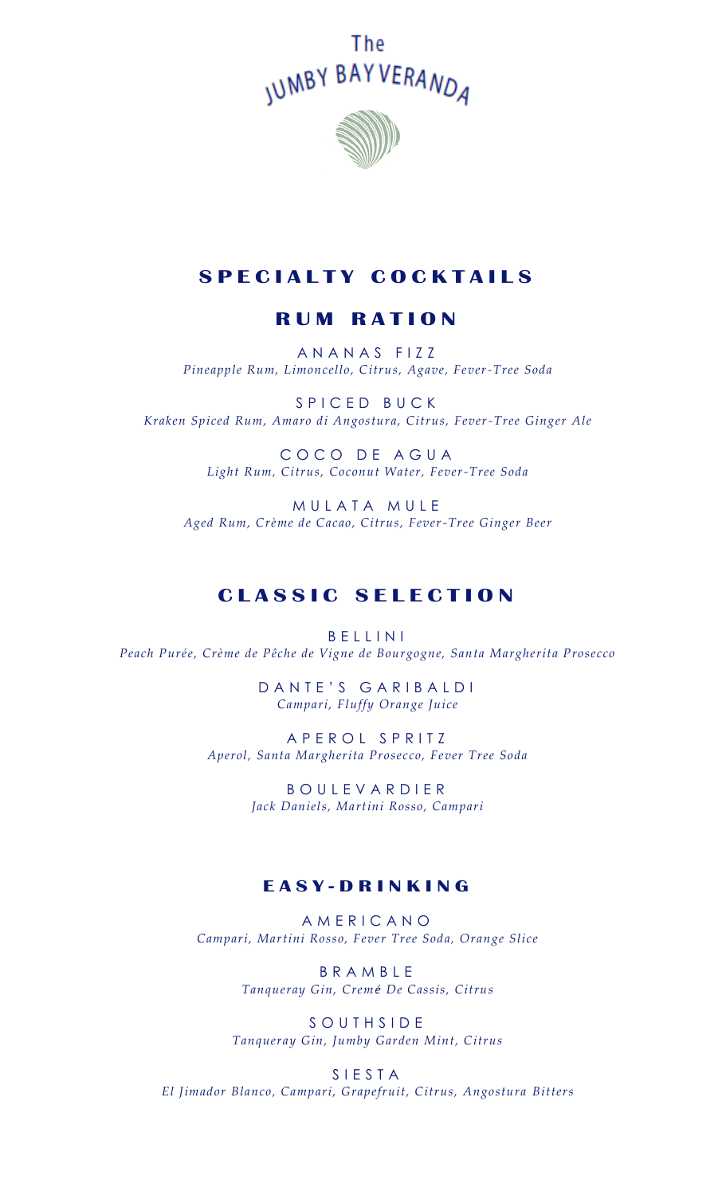# The Jumby Bay Veranda

## SPECIALTY COCKTAILS

### RUM RATION

ANANAS FIZZ
*Pineapple Rum, Limoncello, Citrus, Agave, Fever-Tree Soda*

SPICED BUCK
*Kraken Spiced Rum, Amaro di Angostura, Citrus, Fever-Tree Ginger Ale*

COCO DE AGUA
*Light Rum, Citrus, Coconut Water, Fever-Tree Soda*

MULATA MULE
*Aged Rum, Crème de Cacao, Citrus, Fever-Tree Ginger Beer*

## CLASSIC SELECTION

BELLINI
*Peach Purée, Crème de Pêche de Vigne de Bourgogne, Santa Margherita Prosecco*

DANTE'S GARIBALDI
*Campari, Fluffy Orange Juice*

APEROL SPRITZ
*Aperol, Santa Margherita Prosecco, Fever Tree Soda*

BOULEVARDIER
*Jack Daniels, Martini Rosso, Campari*

### EASY-DRINKING

AMERICANO
*Campari, Martini Rosso, Fever Tree Soda, Orange Slice*

BRAMBLE
*Tanqueray Gin, Cremé De Cassis, Citrus*

SOUTHSIDE
*Tanqueray Gin, Jumby Garden Mint, Citrus*

SIESTA
*El Jimador Blanco, Campari, Grapefruit, Citrus, Angostura Bitters*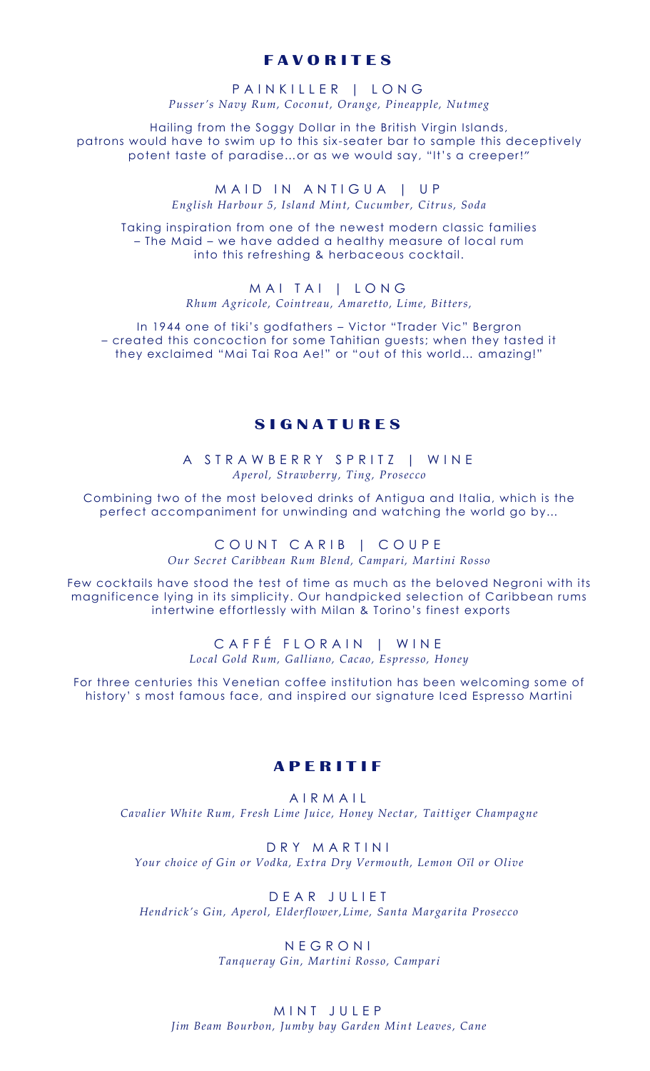## FAVORITES

### PAINKILLER | LONG

*Pusser's Navy Rum, Coconut, Orange, Pineapple, Nutmeg*

Hailing from the Soggy Dollar in the British Virgin Islands, patrons would have to swim up to this six-seater bar to sample this deceptively potent taste of paradise...or as we would say, "It's a creeper!"

### MAID IN ANTIGUA | UP

*English Harbour 5, Island Mint, Cucumber, Citrus, Soda*

Taking inspiration from one of the newest modern classic families – The Maid – we have added a healthy measure of local rum into this refreshing & herbaceous cocktail.

### MAI TAI | LONG

*Rhum Agricole, Cointreau, Amaretto, Lime, Bitters,*

In 1944 one of tiki's godfathers – Victor "Trader Vic" Bergron – created this concoction for some Tahitian guests; when they tasted it they exclaimed "Mai Tai Roa Ae!" or "out of this world... amazing!"

## SIGNATURES

### A STRAWBERRY SPRITZ | WINE

*Aperol, Strawberry, Ting, Prosecco*

Combining two of the most beloved drinks of Antigua and Italia, which is the perfect accompaniment for unwinding and watching the world go by...

### COUNT CARIB | COUPE

*Our Secret Caribbean Rum Blend, Campari, Martini Rosso*

Few cocktails have stood the test of time as much as the beloved Negroni with its magnificence lying in its simplicity. Our handpicked selection of Caribbean rums intertwine effortlessly with Milan & Torino's finest exports

### CAFFÉ FLORAIN | WINE

*Local Gold Rum, Galliano, Cacao, Espresso, Honey*

For three centuries this Venetian coffee institution has been welcoming some of history' s most famous face, and inspired our signature Iced Espresso Martini

## APERITIF

### AIRMAIL

*Cavalier White Rum, Fresh Lime Juice, Honey Nectar, Taittiger Champagne*

### DRY MARTINI

*Your choice of Gin or Vodka, Extra Dry Vermouth, Lemon Oïl or Olive*

### DEAR JULIET

*Hendrick's Gin, Aperol, Elderflower,Lime, Santa Margarita Prosecco*

### NEGRONI

*Tanqueray Gin, Martini Rosso, Campari*

### MINT JULEP

*Jim Beam Bourbon, Jumby bay Garden Mint Leaves, Cane*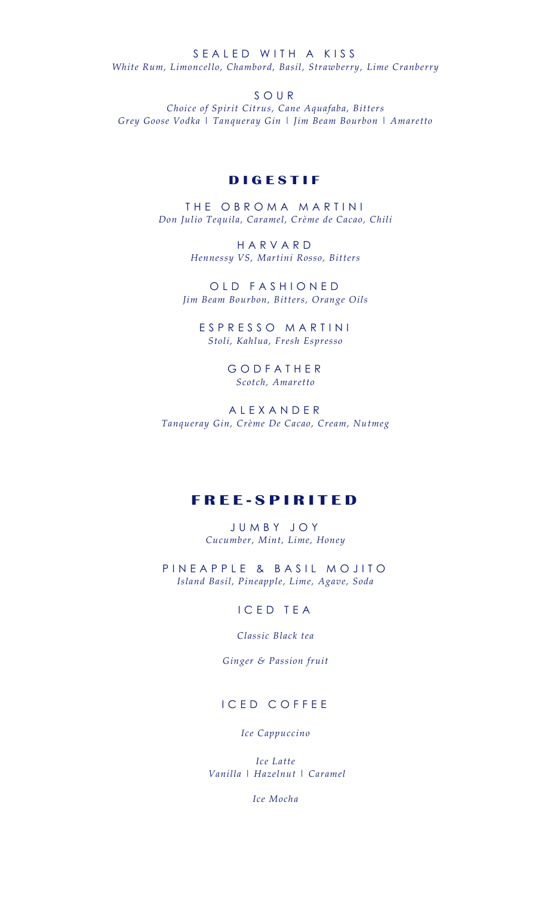### SEALED WITH A KISS
*White Rum, Limoncello, Chambord, Basil, Strawberry, Lime Cranberry*

### SOUR
*Choice of Spirit Citrus, Cane Aquafaba, Bitters*
*Grey Goose Vodka | Tanqueray Gin | Jim Beam Bourbon | Amaretto*

## DIGESTIF

### THE OBROMA MARTINI
*Don Julio Tequila, Caramel, Crème de Cacao, Chili*

### HARVARD
*Hennessy VS, Martini Rosso, Bitters*

### OLD FASHIONED
*Jim Beam Bourbon, Bitters, Orange Oils*

### ESPRESSO MARTINI
*Stoli, Kahlua, Fresh Espresso*

### GODFATHER
*Scotch, Amaretto*

### ALEXANDER
*Tanqueray Gin, Crème De Cacao, Cream, Nutmeg*

## FREE-SPIRITED

### JUMBY JOY
*Cucumber, Mint, Lime, Honey*

### PINEAPPLE & BASIL MOJITO
*Island Basil, Pineapple, Lime, Agave, Soda*

### ICED TEA
*Classic Black tea*

*Ginger & Passion fruit*

### ICED COFFEE
*Ice Cappuccino*

*Ice Latte*
*Vanilla | Hazelnut | Caramel*

*Ice Mocha*